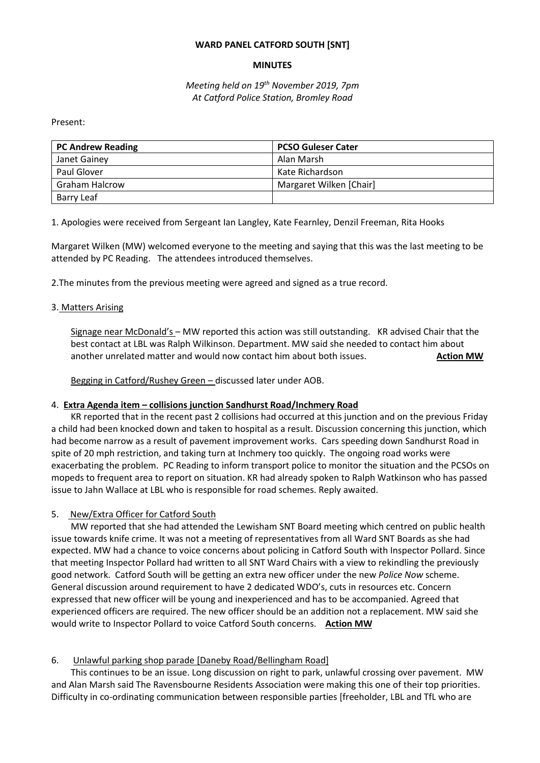**WARD PANEL CATFORD SOUTH [SNT]**

**MINUTES**

*Meeting held on 19th November 2019, 7pm*
*At Catford Police Station, Bromley Road*

Present:

| PC Andrew Reading | PCSO Guleser Cater |
|---|---|
| Janet Gainey | Alan Marsh |
| Paul Glover | Kate Richardson |
| Graham Halcrow | Margaret Wilken [Chair] |
| Barry Leaf | |

1. Apologies were received from Sergeant Ian Langley, Kate Fearnley, Denzil Freeman, Rita Hooks

Margaret Wilken (MW) welcomed everyone to the meeting and saying that this was the last meeting to be attended by PC Reading. The attendees introduced themselves.

2.The minutes from the previous meeting were agreed and signed as a true record.

3. Matters Arising

Signage near McDonald's – MW reported this action was still outstanding. KR advised Chair that the best contact at LBL was Ralph Wilkinson. Department. MW said she needed to contact him about another unrelated matter and would now contact him about both issues. **Action MW**

Begging in Catford/Rushey Green – discussed later under AOB.

4. **Extra Agenda item – collisions junction Sandhurst Road/Inchmery Road**

KR reported that in the recent past 2 collisions had occurred at this junction and on the previous Friday a child had been knocked down and taken to hospital as a result. Discussion concerning this junction, which had become narrow as a result of pavement improvement works. Cars speeding down Sandhurst Road in spite of 20 mph restriction, and taking turn at Inchmery too quickly. The ongoing road works were exacerbating the problem. PC Reading to inform transport police to monitor the situation and the PCSOs on mopeds to frequent area to report on situation. KR had already spoken to Ralph Watkinson who has passed issue to Jahn Wallace at LBL who is responsible for road schemes. Reply awaited.

5. New/Extra Officer for Catford South

MW reported that she had attended the Lewisham SNT Board meeting which centred on public health issue towards knife crime. It was not a meeting of representatives from all Ward SNT Boards as she had expected. MW had a chance to voice concerns about policing in Catford South with Inspector Pollard. Since that meeting Inspector Pollard had written to all SNT Ward Chairs with a view to rekindling the previously good network. Catford South will be getting an extra new officer under the new *Police Now* scheme. General discussion around requirement to have 2 dedicated WDO's, cuts in resources etc. Concern expressed that new officer will be young and inexperienced and has to be accompanied. Agreed that experienced officers are required. The new officer should be an addition not a replacement. MW said she would write to Inspector Pollard to voice Catford South concerns. **Action MW**

6. Unlawful parking shop parade [Daneby Road/Bellingham Road]

This continues to be an issue. Long discussion on right to park, unlawful crossing over pavement. MW and Alan Marsh said The Ravensbourne Residents Association were making this one of their top priorities. Difficulty in co-ordinating communication between responsible parties [freeholder, LBL and TfL who are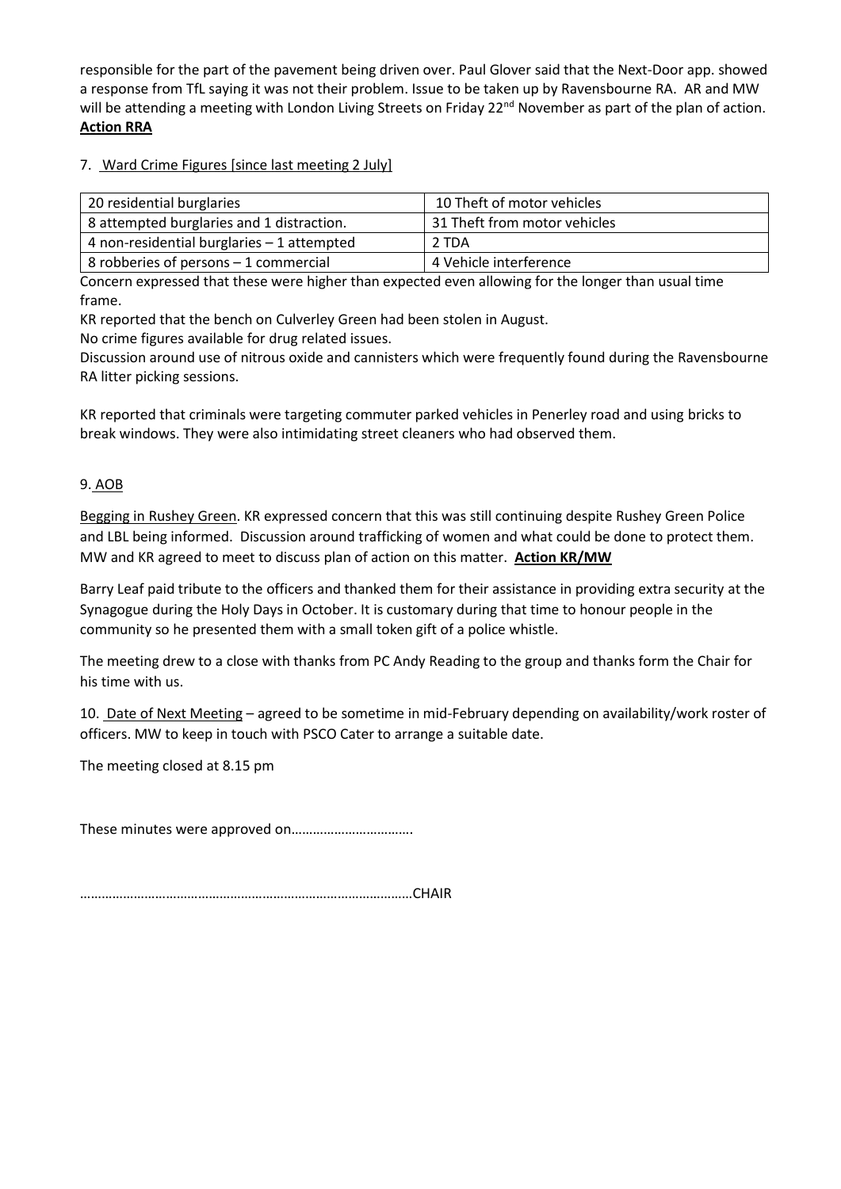responsible for the part of the pavement being driven over. Paul Glover said that the Next-Door app. showed a response from TfL saying it was not their problem. Issue to be taken up by Ravensbourne RA. AR and MW will be attending a meeting with London Living Streets on Friday 22nd November as part of the plan of action. **Action RRA**

7. Ward Crime Figures [since last meeting 2 July]

| | |
|---|---|
| 20 residential burglaries | 10 Theft of motor vehicles |
| 8 attempted burglaries and 1 distraction. | 31 Theft from motor vehicles |
| 4 non-residential burglaries – 1 attempted | 2 TDA |
| 8 robberies of persons – 1 commercial | 4 Vehicle interference |

Concern expressed that these were higher than expected even allowing for the longer than usual time frame.

KR reported that the bench on Culverley Green had been stolen in August.

No crime figures available for drug related issues.

Discussion around use of nitrous oxide and cannisters which were frequently found during the Ravensbourne RA litter picking sessions.

KR reported that criminals were targeting commuter parked vehicles in Penerley road and using bricks to break windows. They were also intimidating street cleaners who had observed them.

9. AOB

Begging in Rushey Green. KR expressed concern that this was still continuing despite Rushey Green Police and LBL being informed. Discussion around trafficking of women and what could be done to protect them. MW and KR agreed to meet to discuss plan of action on this matter. **Action KR/MW**

Barry Leaf paid tribute to the officers and thanked them for their assistance in providing extra security at the Synagogue during the Holy Days in October. It is customary during that time to honour people in the community so he presented them with a small token gift of a police whistle.

The meeting drew to a close with thanks from PC Andy Reading to the group and thanks form the Chair for his time with us.

10. Date of Next Meeting – agreed to be sometime in mid-February depending on availability/work roster of officers. MW to keep in touch with PSCO Cater to arrange a suitable date.

The meeting closed at 8.15 pm

These minutes were approved on……………………………..

………………………………………………………………………………CHAIR